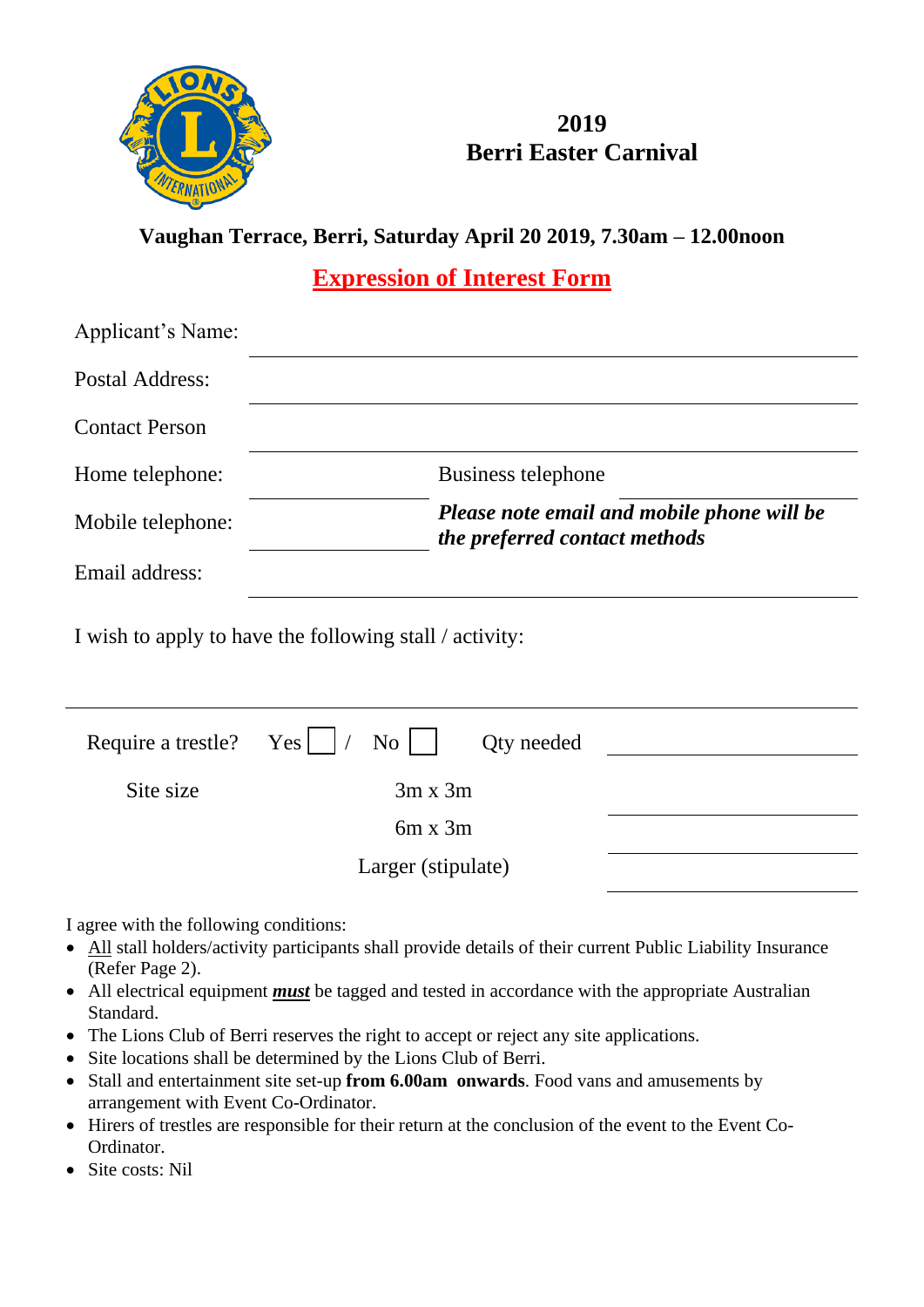# 2019
# Berri Easter Carnival

**Vaughan Terrace, Berri, Saturday April 20 2019, 7.30am – 12.00noon**

## Expression of Interest Form

Applicant's Name: ______________________________

Postal Address: ______________________________

Contact Person ______________________________

Home telephone: ______________ Business telephone ______________

Mobile telephone: ______________ ***Please note email and mobile phone will be the preferred contact methods***

Email address: ______________________________

I wish to apply to have the following stall / activity:

______________________________

Require a trestle? Yes ☐ / No ☐ Qty needed ______________

Site size 3m x 3m ______________

6m x 3m ______________

Larger (stipulate) ______________

I agree with the following conditions:

- All stall holders/activity participants shall provide details of their current Public Liability Insurance (Refer Page 2).
- All electrical equipment ***must*** be tagged and tested in accordance with the appropriate Australian Standard.
- The Lions Club of Berri reserves the right to accept or reject any site applications.
- Site locations shall be determined by the Lions Club of Berri.
- Stall and entertainment site set-up **from 6.00am onwards**. Food vans and amusements by arrangement with Event Co-Ordinator.
- Hirers of trestles are responsible for their return at the conclusion of the event to the Event Co-Ordinator.
- Site costs: Nil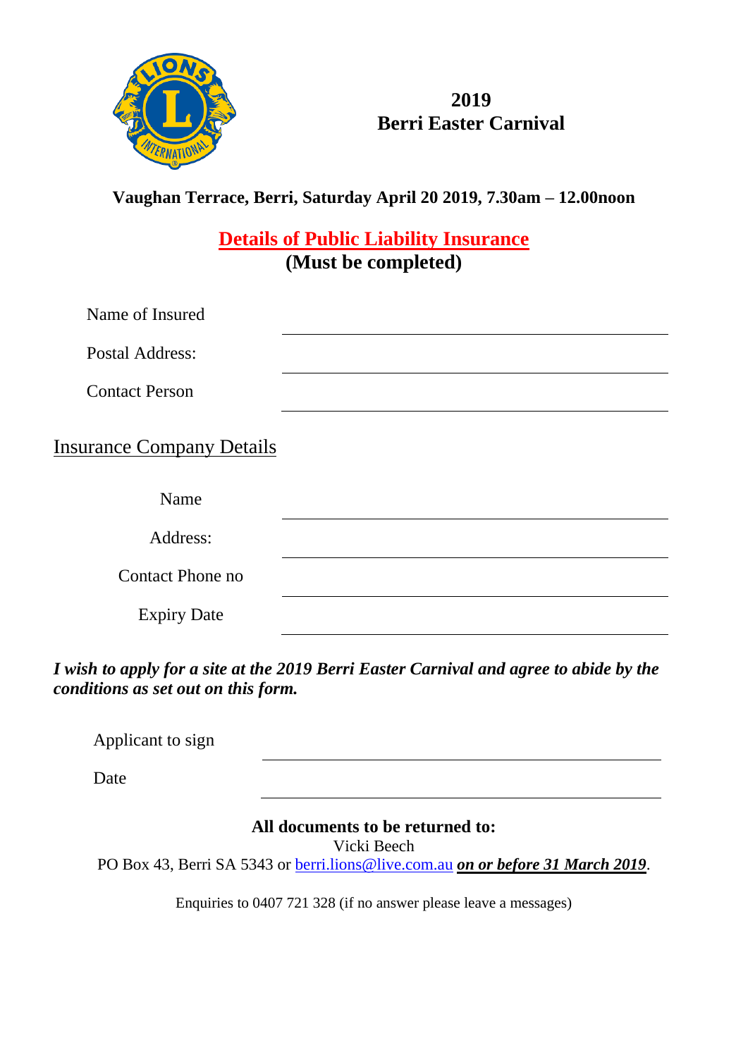**2019**
**Berri Easter Carnival**

**Vaughan Terrace, Berri, Saturday April 20 2019, 7.30am – 12.00noon**

## Details of Public Liability Insurance
**(Must be completed)**

Name of Insured ______________________________

Postal Address: ______________________________

Contact Person ______________________________

Insurance Company Details

Name ______________________________

Address: ______________________________

Contact Phone no ______________________________

Expiry Date ______________________________

***I wish to apply for a site at the 2019 Berri Easter Carnival and agree to abide by the conditions as set out on this form.***

Applicant to sign ______________________________

Date ______________________________

**All documents to be returned to:**
Vicki Beech
PO Box 43, Berri SA 5343 or berri.lions@live.com.au ***on or before 31 March 2019***.

Enquiries to 0407 721 328 (if no answer please leave a messages)